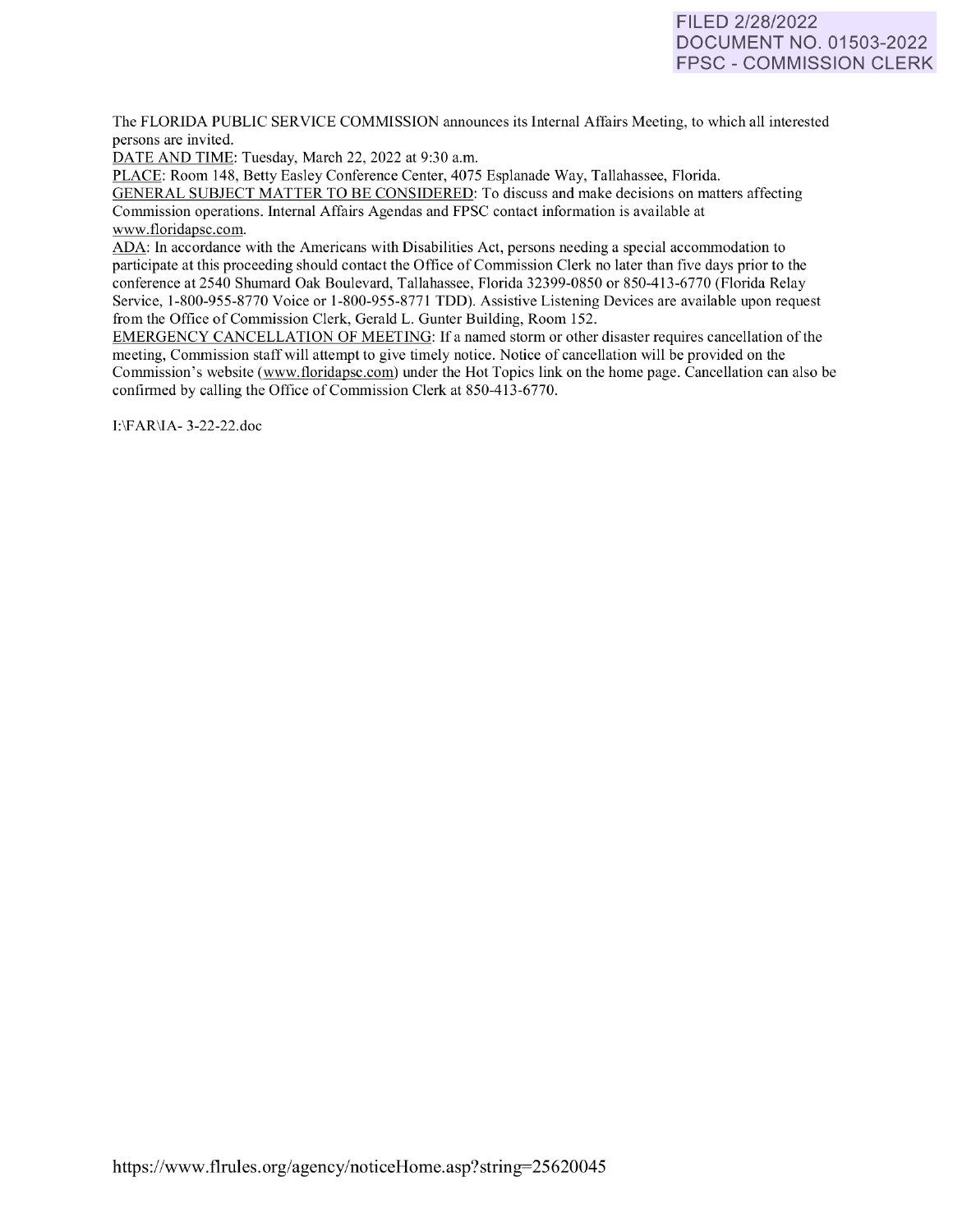FILED 2/28/2022
DOCUMENT NO. 01503-2022
FPSC - COMMISSION CLERK

The FLORIDA PUBLIC SERVICE COMMISSION announces its Internal Affairs Meeting, to which all interested persons are invited.

<u>DATE AND TIME</u>: Tuesday, March 22, 2022 at 9:30 a.m.

<u>PLACE</u>: Room 148, Betty Easley Conference Center, 4075 Esplanade Way, Tallahassee, Florida.

<u>GENERAL SUBJECT MATTER TO BE CONSIDERED</u>: To discuss and make decisions on matters affecting Commission operations. Internal Affairs Agendas and FPSC contact information is available at www.floridapsc.com.

<u>ADA</u>: In accordance with the Americans with Disabilities Act, persons needing a special accommodation to participate at this proceeding should contact the Office of Commission Clerk no later than five days prior to the conference at 2540 Shumard Oak Boulevard, Tallahassee, Florida 32399-0850 or 850-413-6770 (Florida Relay Service, 1-800-955-8770 Voice or 1-800-955-8771 TDD). Assistive Listening Devices are available upon request from the Office of Commission Clerk, Gerald L. Gunter Building, Room 152.

<u>EMERGENCY CANCELLATION OF MEETING</u>: If a named storm or other disaster requires cancellation of the meeting, Commission staff will attempt to give timely notice. Notice of cancellation will be provided on the Commission's website (www.floridapsc.com) under the Hot Topics link on the home page. Cancellation can also be confirmed by calling the Office of Commission Clerk at 850-413-6770.

I:\FAR\IA- 3-22-22.doc

https://www.flrules.org/agency/noticeHome.asp?string=25620045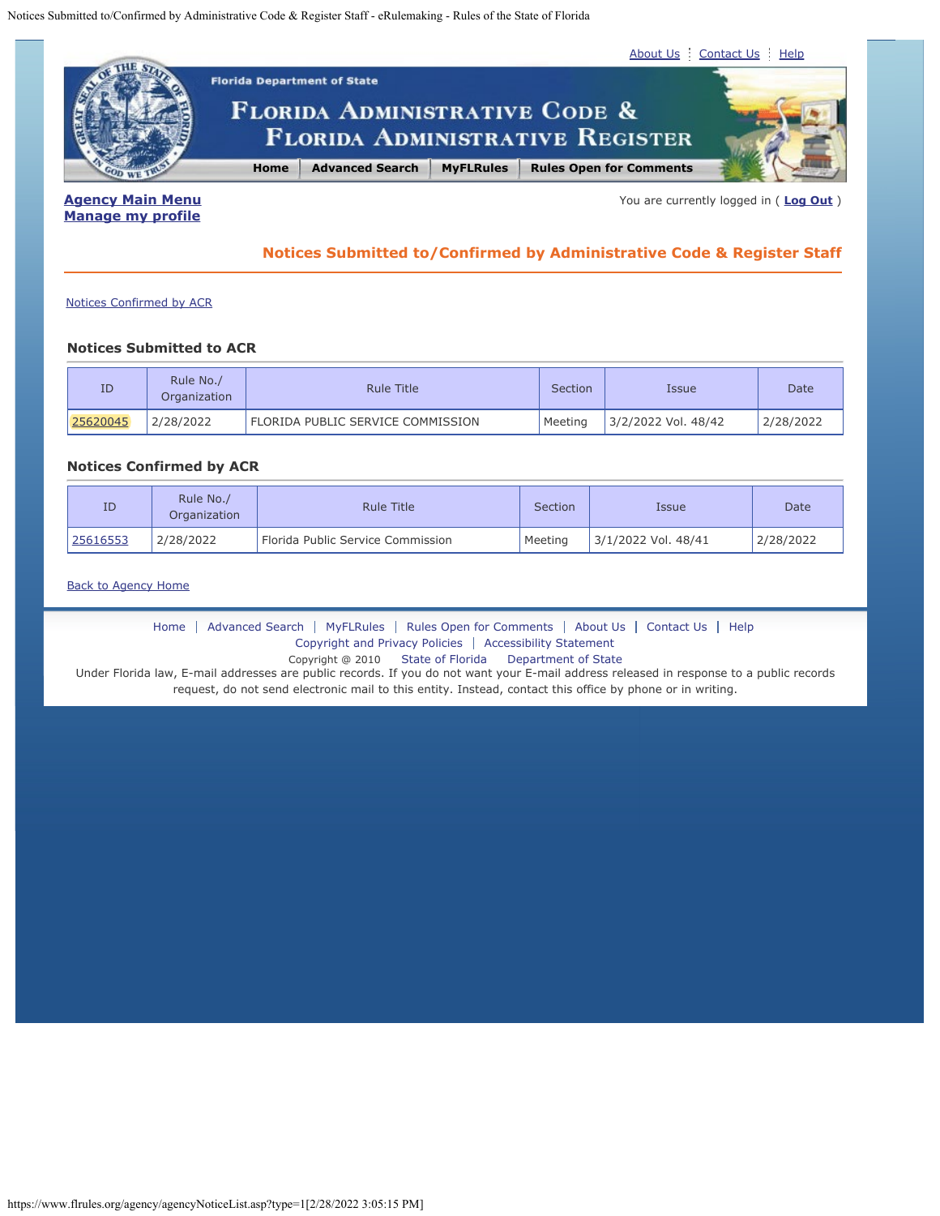About Us | Contact Us | Help

Florida Department of State

# Florida Administrative Code & Florida Administrative Register

Home | Advanced Search | MyFLRules | Rules Open for Comments

**Agency Main Menu**
**Manage my profile**

You are currently logged in ( **Log Out** )

## Notices Submitted to/Confirmed by Administrative Code & Register Staff

Notices Confirmed by ACR

### Notices Submitted to ACR

| ID | Rule No./ Organization | Rule Title | Section | Issue | Date |
|---|---|---|---|---|---|
| 25620045 | 2/28/2022 | FLORIDA PUBLIC SERVICE COMMISSION | Meeting | 3/2/2022 Vol. 48/42 | 2/28/2022 |

### Notices Confirmed by ACR

| ID | Rule No./ Organization | Rule Title | Section | Issue | Date |
|---|---|---|---|---|---|
| 25616553 | 2/28/2022 | Florida Public Service Commission | Meeting | 3/1/2022 Vol. 48/41 | 2/28/2022 |

Back to Agency Home

Home | Advanced Search | MyFLRules | Rules Open for Comments | About Us | Contact Us | Help
Copyright and Privacy Policies | Accessibility Statement
Copyright @ 2010 State of Florida Department of State
Under Florida law, E-mail addresses are public records. If you do not want your E-mail address released in response to a public records request, do not send electronic mail to this entity. Instead, contact this office by phone or in writing.